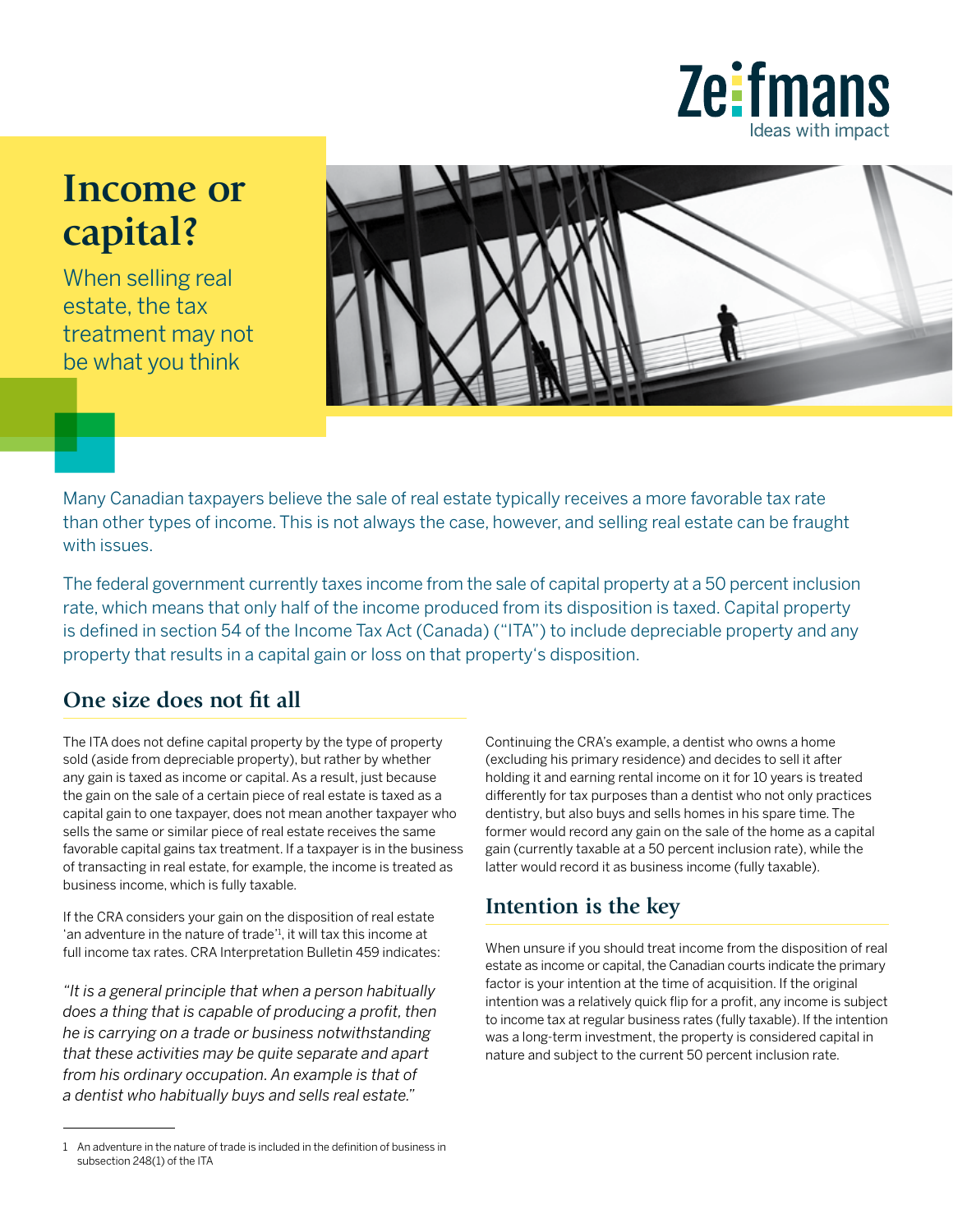# Income or capital?

When selling real estate, the tax treatment may not be what you think

Many Canadian taxpayers believe the sale of real estate typically receives a more favorable tax rate than other types of income. This is not always the case, however, and selling real estate can be fraught with issues.

The federal government currently taxes income from the sale of capital property at a 50 percent inclusion rate, which means that only half of the income produced from its disposition is taxed. Capital property is defined in section 54 of the Income Tax Act (Canada) ("ITA") to include depreciable property and any property that results in a capital gain or loss on that property's disposition.

## One size does not fit all

The ITA does not define capital property by the type of property sold (aside from depreciable property), but rather by whether any gain is taxed as income or capital. As a result, just because the gain on the sale of a certain piece of real estate is taxed as a capital gain to one taxpayer, does not mean another taxpayer who sells the same or similar piece of real estate receives the same favorable capital gains tax treatment. If a taxpayer is in the business of transacting in real estate, for example, the income is treated as business income, which is fully taxable.

If the CRA considers your gain on the disposition of real estate 'an adventure in the nature of trade'[1], it will tax this income at full income tax rates. CRA Interpretation Bulletin 459 indicates:

*"It is a general principle that when a person habitually does a thing that is capable of producing a profit, then he is carrying on a trade or business notwithstanding that these activities may be quite separate and apart from his ordinary occupation. An example is that of a dentist who habitually buys and sells real estate."*

Continuing the CRA's example, a dentist who owns a home (excluding his primary residence) and decides to sell it after holding it and earning rental income on it for 10 years is treated differently for tax purposes than a dentist who not only practices dentistry, but also buys and sells homes in his spare time. The former would record any gain on the sale of the home as a capital gain (currently taxable at a 50 percent inclusion rate), while the latter would record it as business income (fully taxable).

## Intention is the key

When unsure if you should treat income from the disposition of real estate as income or capital, the Canadian courts indicate the primary factor is your intention at the time of acquisition. If the original intention was a relatively quick flip for a profit, any income is subject to income tax at regular business rates (fully taxable). If the intention was a long-term investment, the property is considered capital in nature and subject to the current 50 percent inclusion rate.

---

[1] An adventure in the nature of trade is included in the definition of business in subsection 248(1) of the ITA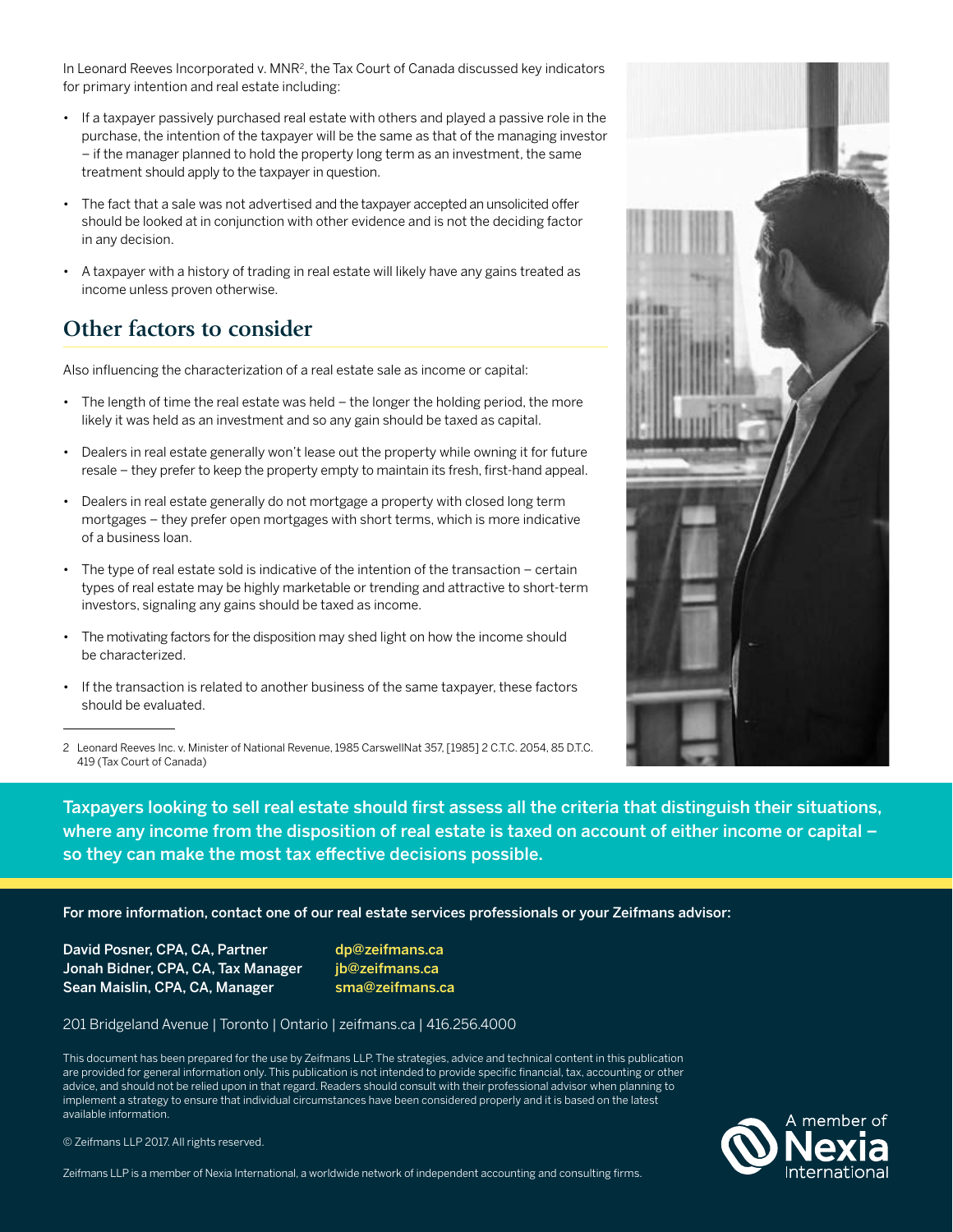In Leonard Reeves Incorporated v. MNR[2], the Tax Court of Canada discussed key indicators for primary intention and real estate including:

- If a taxpayer passively purchased real estate with others and played a passive role in the purchase, the intention of the taxpayer will be the same as that of the managing investor – if the manager planned to hold the property long term as an investment, the same treatment should apply to the taxpayer in question.
- The fact that a sale was not advertised and the taxpayer accepted an unsolicited offer should be looked at in conjunction with other evidence and is not the deciding factor in any decision.
- A taxpayer with a history of trading in real estate will likely have any gains treated as income unless proven otherwise.

## Other factors to consider

Also influencing the characterization of a real estate sale as income or capital:

- The length of time the real estate was held – the longer the holding period, the more likely it was held as an investment and so any gain should be taxed as capital.
- Dealers in real estate generally won't lease out the property while owning it for future resale – they prefer to keep the property empty to maintain its fresh, first-hand appeal.
- Dealers in real estate generally do not mortgage a property with closed long term mortgages – they prefer open mortgages with short terms, which is more indicative of a business loan.
- The type of real estate sold is indicative of the intention of the transaction – certain types of real estate may be highly marketable or trending and attractive to short-term investors, signaling any gains should be taxed as income.
- The motivating factors for the disposition may shed light on how the income should be characterized.
- If the transaction is related to another business of the same taxpayer, these factors should be evaluated.

2 Leonard Reeves Inc. v. Minister of National Revenue, 1985 CarswellNat 357, [1985] 2 C.T.C. 2054, 85 D.T.C. 419 (Tax Court of Canada)

**Taxpayers looking to sell real estate should first assess all the criteria that distinguish their situations, where any income from the disposition of real estate is taxed on account of either income or capital – so they can make the most tax effective decisions possible.**

**For more information, contact one of our real estate services professionals or your Zeifmans advisor:**

**David Posner, CPA, CA, Partner** dp@zeifmans.ca
**Jonah Bidner, CPA, CA, Tax Manager** jb@zeifmans.ca
**Sean Maislin, CPA, CA, Manager** sma@zeifmans.ca

201 Bridgeland Avenue | Toronto | Ontario | zeifmans.ca | 416.256.4000

This document has been prepared for the use by Zeifmans LLP. The strategies, advice and technical content in this publication are provided for general information only. This publication is not intended to provide specific financial, tax, accounting or other advice, and should not be relied upon in that regard. Readers should consult with their professional advisor when planning to implement a strategy to ensure that individual circumstances have been considered properly and it is based on the latest available information.

© Zeifmans LLP 2017. All rights reserved.

Zeifmans LLP is a member of Nexia International, a worldwide network of independent accounting and consulting firms.

A member of Nexia International